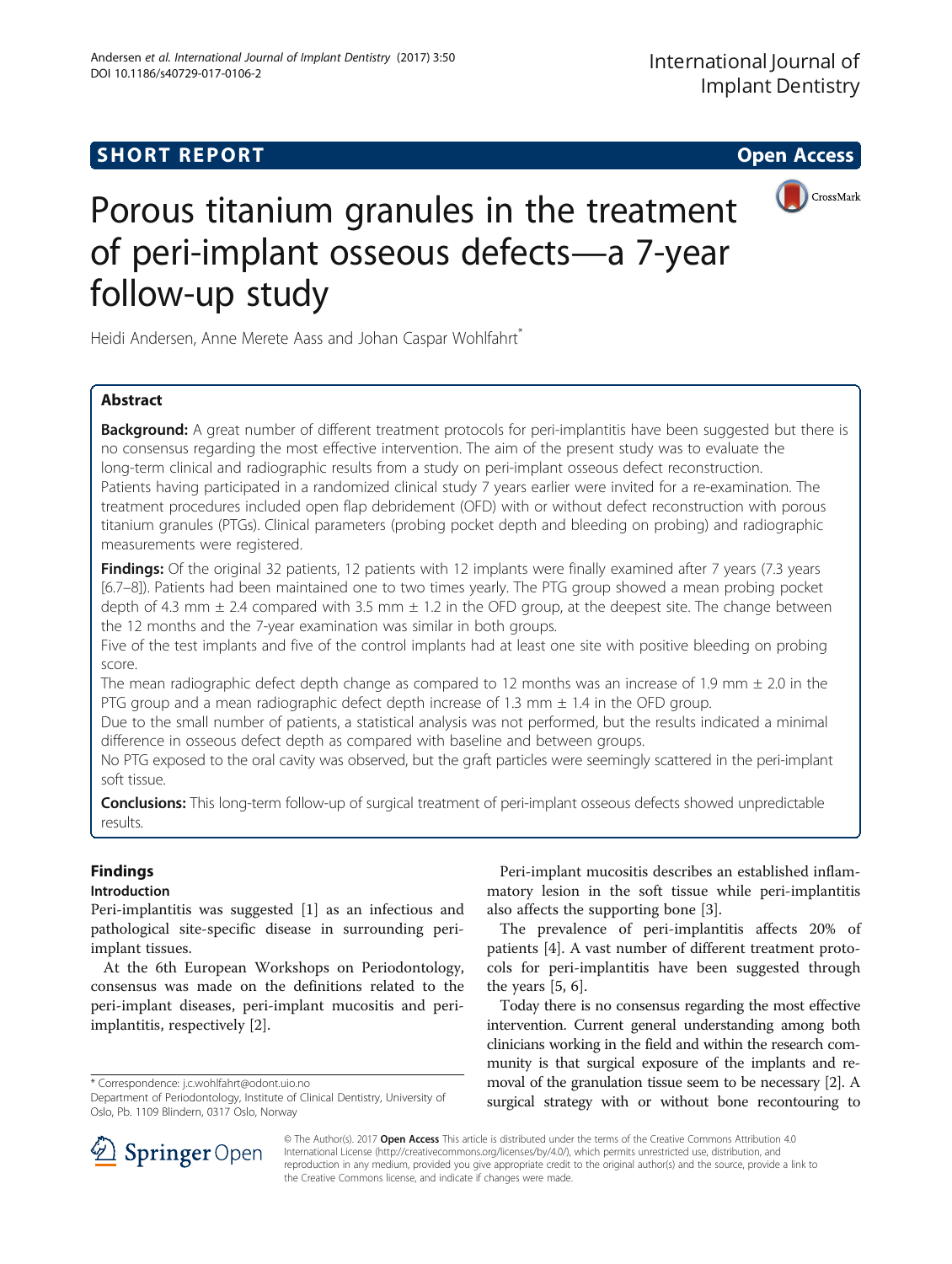SHORT REPORT

Open Access

# Porous titanium granules in the treatment of peri-implant osseous defects—a 7-year follow-up study

Heidi Andersen, Anne Merete Aass and Johan Caspar Wohlfahrt*

## Abstract

**Background:** A great number of different treatment protocols for peri-implantitis have been suggested but there is no consensus regarding the most effective intervention. The aim of the present study was to evaluate the long-term clinical and radiographic results from a study on peri-implant osseous defect reconstruction. Patients having participated in a randomized clinical study 7 years earlier were invited for a re-examination. The treatment procedures included open flap debridement (OFD) with or without defect reconstruction with porous titanium granules (PTGs). Clinical parameters (probing pocket depth and bleeding on probing) and radiographic measurements were registered.

**Findings:** Of the original 32 patients, 12 patients with 12 implants were finally examined after 7 years (7.3 years [6.7–8]). Patients had been maintained one to two times yearly. The PTG group showed a mean probing pocket depth of 4.3 mm ± 2.4 compared with 3.5 mm ± 1.2 in the OFD group, at the deepest site. The change between the 12 months and the 7-year examination was similar in both groups.

Five of the test implants and five of the control implants had at least one site with positive bleeding on probing score.

The mean radiographic defect depth change as compared to 12 months was an increase of 1.9 mm ± 2.0 in the PTG group and a mean radiographic defect depth increase of 1.3 mm ± 1.4 in the OFD group.

Due to the small number of patients, a statistical analysis was not performed, but the results indicated a minimal difference in osseous defect depth as compared with baseline and between groups.

No PTG exposed to the oral cavity was observed, but the graft particles were seemingly scattered in the peri-implant soft tissue.

**Conclusions:** This long-term follow-up of surgical treatment of peri-implant osseous defects showed unpredictable results.

## Findings

### Introduction

Peri-implantitis was suggested [1] as an infectious and pathological site-specific disease in surrounding peri-implant tissues.

At the 6th European Workshops on Periodontology, consensus was made on the definitions related to the peri-implant diseases, peri-implant mucositis and peri-implantitis, respectively [2].

Peri-implant mucositis describes an established inflammatory lesion in the soft tissue while peri-implantitis also affects the supporting bone [3].

The prevalence of peri-implantitis affects 20% of patients [4]. A vast number of different treatment protocols for peri-implantitis have been suggested through the years [5, 6].

Today there is no consensus regarding the most effective intervention. Current general understanding among both clinicians working in the field and within the research community is that surgical exposure of the implants and removal of the granulation tissue seem to be necessary [2]. A surgical strategy with or without bone recontouring to

* Correspondence: j.c.wohlfahrt@odont.uio.no
Department of Periodontology, Institute of Clinical Dentistry, University of Oslo, Pb. 1109 Blindern, 0317 Oslo, Norway

© The Author(s). 2017 **Open Access** This article is distributed under the terms of the Creative Commons Attribution 4.0 International License (http://creativecommons.org/licenses/by/4.0/), which permits unrestricted use, distribution, and reproduction in any medium, provided you give appropriate credit to the original author(s) and the source, provide a link to the Creative Commons license, and indicate if changes were made.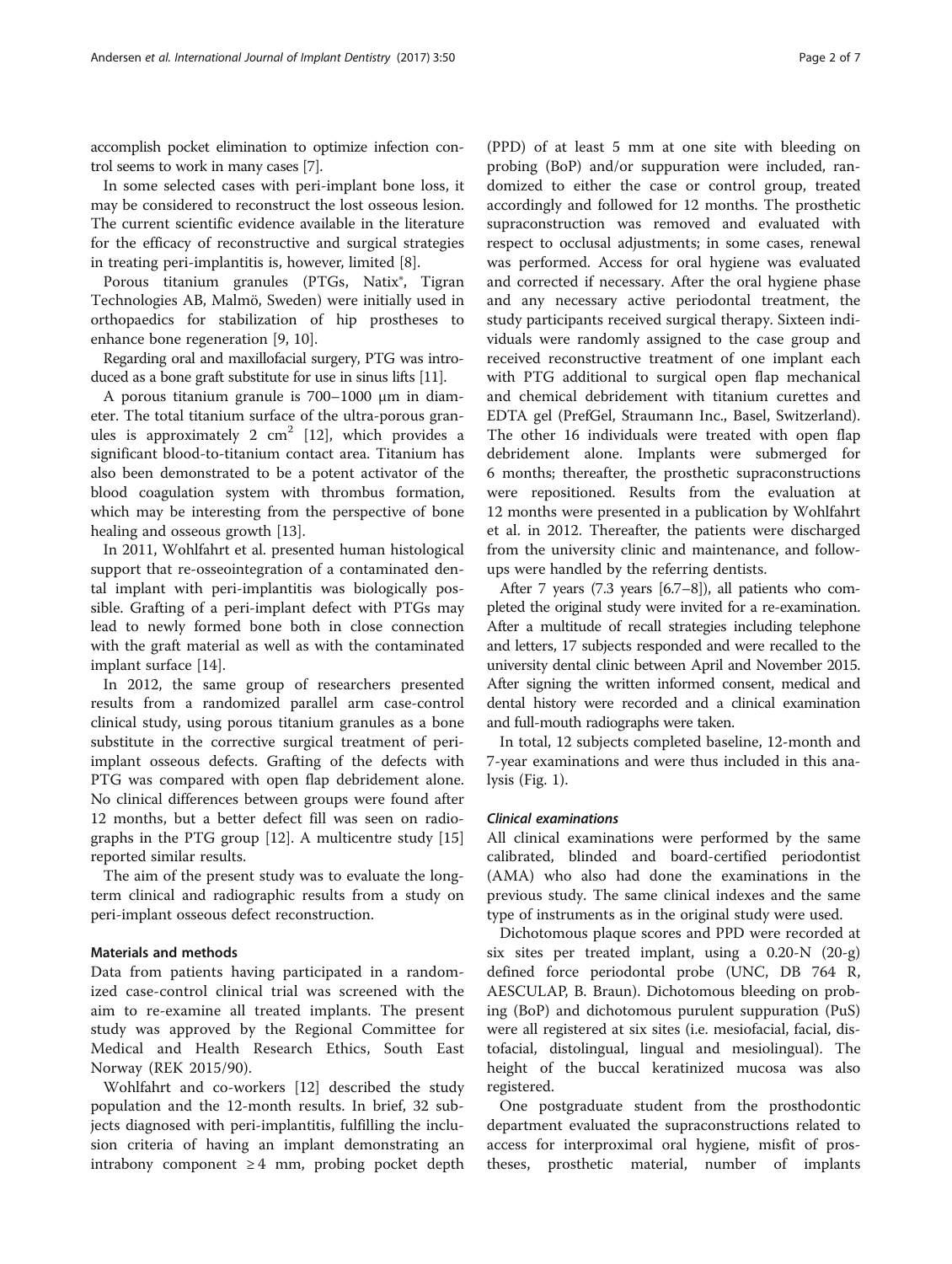accomplish pocket elimination to optimize infection control seems to work in many cases [7].

In some selected cases with peri-implant bone loss, it may be considered to reconstruct the lost osseous lesion. The current scientific evidence available in the literature for the efficacy of reconstructive and surgical strategies in treating peri-implantitis is, however, limited [8].

Porous titanium granules (PTGs, Natix®, Tigran Technologies AB, Malmö, Sweden) were initially used in orthopaedics for stabilization of hip prostheses to enhance bone regeneration [9, 10].

Regarding oral and maxillofacial surgery, PTG was introduced as a bone graft substitute for use in sinus lifts [11].

A porous titanium granule is 700–1000 μm in diameter. The total titanium surface of the ultra-porous granules is approximately 2 $cm^2$ [12], which provides a significant blood-to-titanium contact area. Titanium has also been demonstrated to be a potent activator of the blood coagulation system with thrombus formation, which may be interesting from the perspective of bone healing and osseous growth [13].

In 2011, Wohlfahrt et al. presented human histological support that re-osseointegration of a contaminated dental implant with peri-implantitis was biologically possible. Grafting of a peri-implant defect with PTGs may lead to newly formed bone both in close connection with the graft material as well as with the contaminated implant surface [14].

In 2012, the same group of researchers presented results from a randomized parallel arm case-control clinical study, using porous titanium granules as a bone substitute in the corrective surgical treatment of peri-implant osseous defects. Grafting of the defects with PTG was compared with open flap debridement alone. No clinical differences between groups were found after 12 months, but a better defect fill was seen on radiographs in the PTG group [12]. A multicentre study [15] reported similar results.

The aim of the present study was to evaluate the long-term clinical and radiographic results from a study on peri-implant osseous defect reconstruction.

## Materials and methods

Data from patients having participated in a randomized case-control clinical trial was screened with the aim to re-examine all treated implants. The present study was approved by the Regional Committee for Medical and Health Research Ethics, South East Norway (REK 2015/90).

Wohlfahrt and co-workers [12] described the study population and the 12-month results. In brief, 32 subjects diagnosed with peri-implantitis, fulfilling the inclusion criteria of having an implant demonstrating an intrabony component ≥ 4 mm, probing pocket depth (PPD) of at least 5 mm at one site with bleeding on probing (BoP) and/or suppuration were included, randomized to either the case or control group, treated accordingly and followed for 12 months. The prosthetic supraconstruction was removed and evaluated with respect to occlusal adjustments; in some cases, renewal was performed. Access for oral hygiene was evaluated and corrected if necessary. After the oral hygiene phase and any necessary active periodontal treatment, the study participants received surgical therapy. Sixteen individuals were randomly assigned to the case group and received reconstructive treatment of one implant each with PTG additional to surgical open flap mechanical and chemical debridement with titanium curettes and EDTA gel (PrefGel, Straumann Inc., Basel, Switzerland). The other 16 individuals were treated with open flap debridement alone. Implants were submerged for 6 months; thereafter, the prosthetic supraconstructions were repositioned. Results from the evaluation at 12 months were presented in a publication by Wohlfahrt et al. in 2012. Thereafter, the patients were discharged from the university clinic and maintenance, and follow-ups were handled by the referring dentists.

After 7 years (7.3 years [6.7–8]), all patients who completed the original study were invited for a re-examination. After a multitude of recall strategies including telephone and letters, 17 subjects responded and were recalled to the university dental clinic between April and November 2015. After signing the written informed consent, medical and dental history were recorded and a clinical examination and full-mouth radiographs were taken.

In total, 12 subjects completed baseline, 12-month and 7-year examinations and were thus included in this analysis (Fig. 1).

### Clinical examinations

All clinical examinations were performed by the same calibrated, blinded and board-certified periodontist (AMA) who also had done the examinations in the previous study. The same clinical indexes and the same type of instruments as in the original study were used.

Dichotomous plaque scores and PPD were recorded at six sites per treated implant, using a 0.20-N (20-g) defined force periodontal probe (UNC, DB 764 R, AESCULAP, B. Braun). Dichotomous bleeding on probing (BoP) and dichotomous purulent suppuration (PuS) were all registered at six sites (i.e. mesiofacial, facial, distofacial, distolingual, lingual and mesiolingual). The height of the buccal keratinized mucosa was also registered.

One postgraduate student from the prosthodontic department evaluated the supraconstructions related to access for interproximal oral hygiene, misfit of prostheses, prosthetic material, number of implants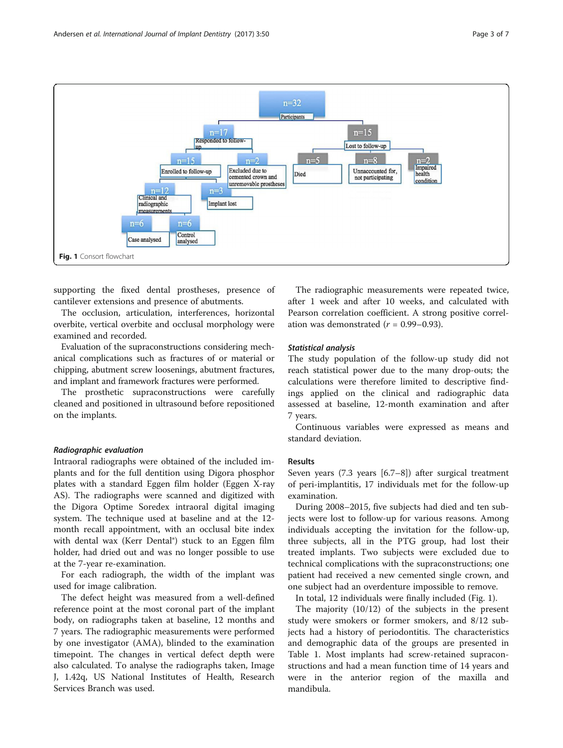Fig. 1 Consort flowchart

supporting the fixed dental prostheses, presence of cantilever extensions and presence of abutments.

The occlusion, articulation, interferences, horizontal overbite, vertical overbite and occlusal morphology were examined and recorded.

Evaluation of the supraconstructions considering mechanical complications such as fractures of or material or chipping, abutment screw loosenings, abutment fractures, and implant and framework fractures were performed.

The prosthetic supraconstructions were carefully cleaned and positioned in ultrasound before repositioned on the implants.

### Radiographic evaluation

Intraoral radiographs were obtained of the included implants and for the full dentition using Digora phosphor plates with a standard Eggen film holder (Eggen X-ray AS). The radiographs were scanned and digitized with the Digora Optime Soredex intraoral digital imaging system. The technique used at baseline and at the 12-month recall appointment, with an occlusal bite index with dental wax (Kerr Dental®) stuck to an Eggen film holder, had dried out and was no longer possible to use at the 7-year re-examination.

For each radiograph, the width of the implant was used for image calibration.

The defect height was measured from a well-defined reference point at the most coronal part of the implant body, on radiographs taken at baseline, 12 months and 7 years. The radiographic measurements were performed by one investigator (AMA), blinded to the examination timepoint. The changes in vertical defect depth were also calculated. To analyse the radiographs taken, Image J, 1.42q, US National Institutes of Health, Research Services Branch was used.

The radiographic measurements were repeated twice, after 1 week and after 10 weeks, and calculated with Pearson correlation coefficient. A strong positive correlation was demonstrated ($r$ = 0.99–0.93).

### Statistical analysis

The study population of the follow-up study did not reach statistical power due to the many drop-outs; the calculations were therefore limited to descriptive findings applied on the clinical and radiographic data assessed at baseline, 12-month examination and after 7 years.

Continuous variables were expressed as means and standard deviation.

## Results

Seven years (7.3 years [6.7–8]) after surgical treatment of peri-implantitis, 17 individuals met for the follow-up examination.

During 2008–2015, five subjects had died and ten subjects were lost to follow-up for various reasons. Among individuals accepting the invitation for the follow-up, three subjects, all in the PTG group, had lost their treated implants. Two subjects were excluded due to technical complications with the supraconstructions; one patient had received a new cemented single crown, and one subject had an overdenture impossible to remove.

In total, 12 individuals were finally included (Fig. 1).

The majority (10/12) of the subjects in the present study were smokers or former smokers, and 8/12 subjects had a history of periodontitis. The characteristics and demographic data of the groups are presented in Table 1. Most implants had screw-retained supraconstructions and had a mean function time of 14 years and were in the anterior region of the maxilla and mandibula.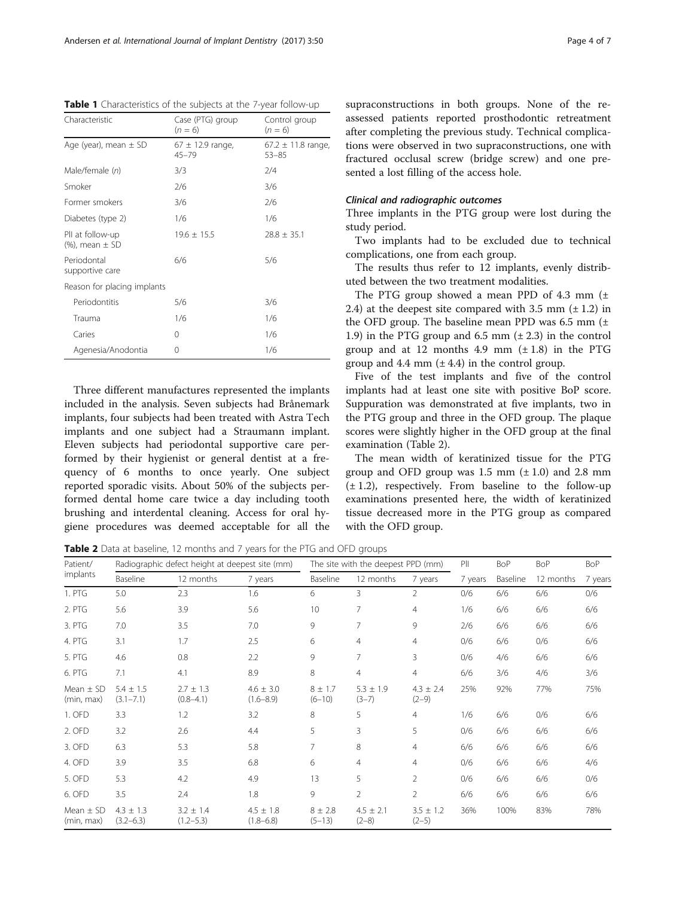**Table 1** Characteristics of the subjects at the 7-year follow-up

| Characteristic | Case (PTG) group ($n$ = 6) | Control group ($n$ = 6) |
|---|---|---|
| Age (year), mean ± SD | 67 ± 12.9 range, 45–79 | 67.2 ± 11.8 range, 53–85 |
| Male/female ($n$) | 3/3 | 2/4 |
| Smoker | 2/6 | 3/6 |
| Former smokers | 3/6 | 2/6 |
| Diabetes (type 2) | 1/6 | 1/6 |
| PlI at follow-up (%), mean ± SD | 19.6 ± 15.5 | 28.8 ± 35.1 |
| Periodontal supportive care | 6/6 | 5/6 |
| Reason for placing implants | | |
| Periodontitis | 5/6 | 3/6 |
| Trauma | 1/6 | 1/6 |
| Caries | 0 | 1/6 |
| Agenesia/Anodontia | 0 | 1/6 |

Three different manufactures represented the implants included in the analysis. Seven subjects had Brånemark implants, four subjects had been treated with Astra Tech implants and one subject had a Straumann implant. Eleven subjects had periodontal supportive care performed by their hygienist or general dentist at a frequency of 6 months to once yearly. One subject reported sporadic visits. About 50% of the subjects performed dental home care twice a day including tooth brushing and interdental cleaning. Access for oral hygiene procedures was deemed acceptable for all the supraconstructions in both groups. None of the reassessed patients reported prosthodontic retreatment after completing the previous study. Technical complications were observed in two supraconstructions, one with fractured occlusal screw (bridge screw) and one presented a lost filling of the access hole.

#### Clinical and radiographic outcomes

Three implants in the PTG group were lost during the study period.

Two implants had to be excluded due to technical complications, one from each group.

The results thus refer to 12 implants, evenly distributed between the two treatment modalities.

The PTG group showed a mean PPD of 4.3 mm (± 2.4) at the deepest site compared with 3.5 mm (± 1.2) in the OFD group. The baseline mean PPD was 6.5 mm (± 1.9) in the PTG group and 6.5 mm (± 2.3) in the control group and at 12 months 4.9 mm (± 1.8) in the PTG group and 4.4 mm (± 4.4) in the control group.

Five of the test implants and five of the control implants had at least one site with positive BoP score. Suppuration was demonstrated at five implants, two in the PTG group and three in the OFD group. The plaque scores were slightly higher in the OFD group at the final examination (Table 2).

The mean width of keratinized tissue for the PTG group and OFD group was 1.5 mm (± 1.0) and 2.8 mm (± 1.2), respectively. From baseline to the follow-up examinations presented here, the width of keratinized tissue decreased more in the PTG group as compared with the OFD group.

**Table 2** Data at baseline, 12 months and 7 years for the PTG and OFD groups

| Patient/ implants | Radiographic defect height at deepest site (mm) | | | The site with the deepest PPD (mm) | | | PlI | BoP | BoP | BoP |
|---|---|---|---|---|---|---|---|---|---|---|
| | Baseline | 12 months | 7 years | Baseline | 12 months | 7 years | 7 years | Baseline | 12 months | 7 years |
| 1. PTG | 5.0 | 2.3 | 1.6 | 6 | 3 | 2 | 0/6 | 6/6 | 6/6 | 0/6 |
| 2. PTG | 5.6 | 3.9 | 5.6 | 10 | 7 | 4 | 1/6 | 6/6 | 6/6 | 6/6 |
| 3. PTG | 7.0 | 3.5 | 7.0 | 9 | 7 | 9 | 2/6 | 6/6 | 6/6 | 6/6 |
| 4. PTG | 3.1 | 1.7 | 2.5 | 6 | 4 | 4 | 0/6 | 6/6 | 0/6 | 6/6 |
| 5. PTG | 4.6 | 0.8 | 2.2 | 9 | 7 | 3 | 0/6 | 4/6 | 6/6 | 6/6 |
| 6. PTG | 7.1 | 4.1 | 8.9 | 8 | 4 | 4 | 6/6 | 3/6 | 4/6 | 3/6 |
| Mean ± SD (min, max) | 5.4 ± 1.5 (3.1–7.1) | 2.7 ± 1.3 (0.8–4.1) | 4.6 ± 3.0 (1.6–8.9) | 8 ± 1.7 (6–10) | 5.3 ± 1.9 (3–7) | 4.3 ± 2.4 (2–9) | 25% | 92% | 77% | 75% |
| 1. OFD | 3.3 | 1.2 | 3.2 | 8 | 5 | 4 | 1/6 | 6/6 | 0/6 | 6/6 |
| 2. OFD | 3.2 | 2.6 | 4.4 | 5 | 3 | 5 | 0/6 | 6/6 | 6/6 | 6/6 |
| 3. OFD | 6.3 | 5.3 | 5.8 | 7 | 8 | 4 | 6/6 | 6/6 | 6/6 | 6/6 |
| 4. OFD | 3.9 | 3.5 | 6.8 | 6 | 4 | 4 | 0/6 | 6/6 | 6/6 | 4/6 |
| 5. OFD | 5.3 | 4.2 | 4.9 | 13 | 5 | 2 | 0/6 | 6/6 | 6/6 | 0/6 |
| 6. OFD | 3.5 | 2.4 | 1.8 | 9 | 2 | 2 | 6/6 | 6/6 | 6/6 | 6/6 |
| Mean ± SD (min, max) | 4.3 ± 1.3 (3.2–6.3) | 3.2 ± 1.4 (1.2–5.3) | 4.5 ± 1.8 (1.8–6.8) | 8 ± 2.8 (5–13) | 4.5 ± 2.1 (2–8) | 3.5 ± 1.2 (2–5) | 36% | 100% | 83% | 78% |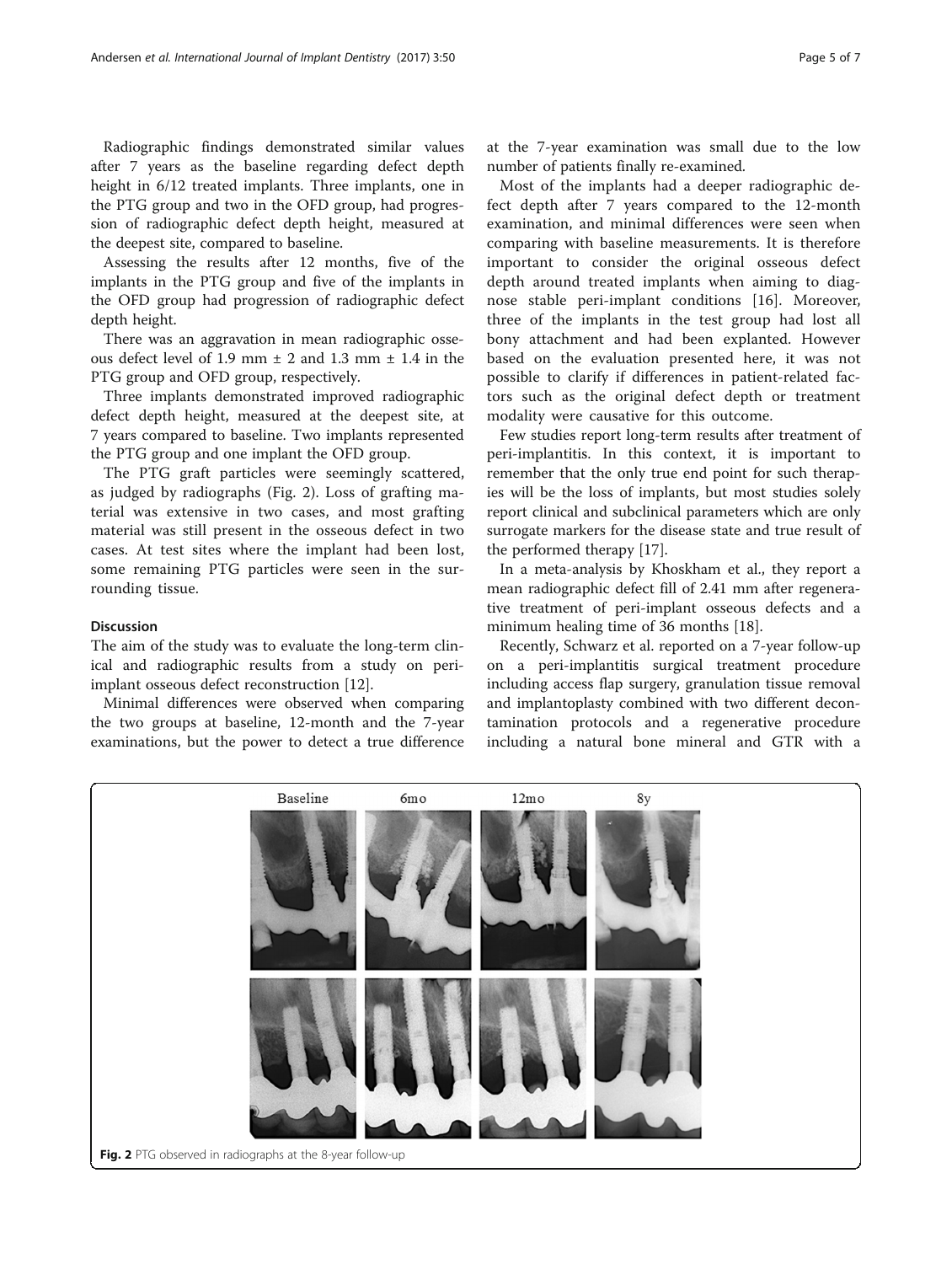Radiographic findings demonstrated similar values after 7 years as the baseline regarding defect depth height in 6/12 treated implants. Three implants, one in the PTG group and two in the OFD group, had progression of radiographic defect depth height, measured at the deepest site, compared to baseline.

Assessing the results after 12 months, five of the implants in the PTG group and five of the implants in the OFD group had progression of radiographic defect depth height.

There was an aggravation in mean radiographic osseous defect level of 1.9 mm ± 2 and 1.3 mm ± 1.4 in the PTG group and OFD group, respectively.

Three implants demonstrated improved radiographic defect depth height, measured at the deepest site, at 7 years compared to baseline. Two implants represented the PTG group and one implant the OFD group.

The PTG graft particles were seemingly scattered, as judged by radiographs (Fig. 2). Loss of grafting material was extensive in two cases, and most grafting material was still present in the osseous defect in two cases. At test sites where the implant had been lost, some remaining PTG particles were seen in the surrounding tissue.

## Discussion

The aim of the study was to evaluate the long-term clinical and radiographic results from a study on peri-implant osseous defect reconstruction [12].

Minimal differences were observed when comparing the two groups at baseline, 12-month and the 7-year examinations, but the power to detect a true difference at the 7-year examination was small due to the low number of patients finally re-examined.

Most of the implants had a deeper radiographic defect depth after 7 years compared to the 12-month examination, and minimal differences were seen when comparing with baseline measurements. It is therefore important to consider the original osseous defect depth around treated implants when aiming to diagnose stable peri-implant conditions [16]. Moreover, three of the implants in the test group had lost all bony attachment and had been explanted. However based on the evaluation presented here, it was not possible to clarify if differences in patient-related factors such as the original defect depth or treatment modality were causative for this outcome.

Few studies report long-term results after treatment of peri-implantitis. In this context, it is important to remember that the only true end point for such therapies will be the loss of implants, but most studies solely report clinical and subclinical parameters which are only surrogate markers for the disease state and true result of the performed therapy [17].

In a meta-analysis by Khoskham et al., they report a mean radiographic defect fill of 2.41 mm after regenerative treatment of peri-implant osseous defects and a minimum healing time of 36 months [18].

Recently, Schwarz et al. reported on a 7-year follow-up on a peri-implantitis surgical treatment procedure including access flap surgery, granulation tissue removal and implantoplasty combined with two different decontamination protocols and a regenerative procedure including a natural bone mineral and GTR with a

**Fig. 2** PTG observed in radiographs at the 8-year follow-up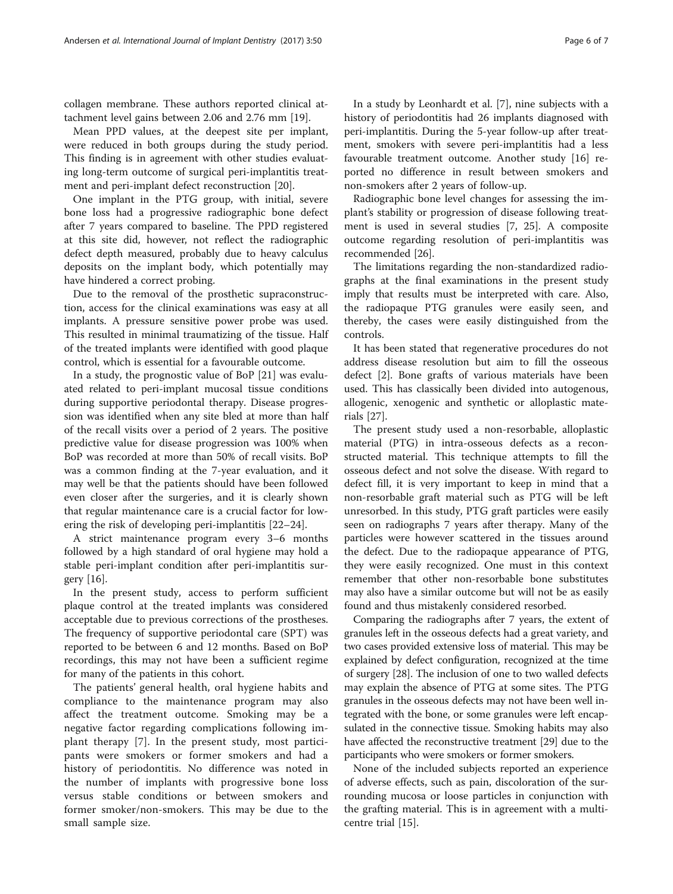collagen membrane. These authors reported clinical attachment level gains between 2.06 and 2.76 mm [19].

Mean PPD values, at the deepest site per implant, were reduced in both groups during the study period. This finding is in agreement with other studies evaluating long-term outcome of surgical peri-implantitis treatment and peri-implant defect reconstruction [20].

One implant in the PTG group, with initial, severe bone loss had a progressive radiographic bone defect after 7 years compared to baseline. The PPD registered at this site did, however, not reflect the radiographic defect depth measured, probably due to heavy calculus deposits on the implant body, which potentially may have hindered a correct probing.

Due to the removal of the prosthetic supraconstruction, access for the clinical examinations was easy at all implants. A pressure sensitive power probe was used. This resulted in minimal traumatizing of the tissue. Half of the treated implants were identified with good plaque control, which is essential for a favourable outcome.

In a study, the prognostic value of BoP [21] was evaluated related to peri-implant mucosal tissue conditions during supportive periodontal therapy. Disease progression was identified when any site bled at more than half of the recall visits over a period of 2 years. The positive predictive value for disease progression was 100% when BoP was recorded at more than 50% of recall visits. BoP was a common finding at the 7-year evaluation, and it may well be that the patients should have been followed even closer after the surgeries, and it is clearly shown that regular maintenance care is a crucial factor for lowering the risk of developing peri-implantitis [22–24].

A strict maintenance program every 3–6 months followed by a high standard of oral hygiene may hold a stable peri-implant condition after peri-implantitis surgery [16].

In the present study, access to perform sufficient plaque control at the treated implants was considered acceptable due to previous corrections of the prostheses. The frequency of supportive periodontal care (SPT) was reported to be between 6 and 12 months. Based on BoP recordings, this may not have been a sufficient regime for many of the patients in this cohort.

The patients' general health, oral hygiene habits and compliance to the maintenance program may also affect the treatment outcome. Smoking may be a negative factor regarding complications following implant therapy [7]. In the present study, most participants were smokers or former smokers and had a history of periodontitis. No difference was noted in the number of implants with progressive bone loss versus stable conditions or between smokers and former smoker/non-smokers. This may be due to the small sample size.

In a study by Leonhardt et al. [7], nine subjects with a history of periodontitis had 26 implants diagnosed with peri-implantitis. During the 5-year follow-up after treatment, smokers with severe peri-implantitis had a less favourable treatment outcome. Another study [16] reported no difference in result between smokers and non-smokers after 2 years of follow-up.

Radiographic bone level changes for assessing the implant's stability or progression of disease following treatment is used in several studies [7, 25]. A composite outcome regarding resolution of peri-implantitis was recommended [26].

The limitations regarding the non-standardized radiographs at the final examinations in the present study imply that results must be interpreted with care. Also, the radiopaque PTG granules were easily seen, and thereby, the cases were easily distinguished from the controls.

It has been stated that regenerative procedures do not address disease resolution but aim to fill the osseous defect [2]. Bone grafts of various materials have been used. This has classically been divided into autogenous, allogenic, xenogenic and synthetic or alloplastic materials [27].

The present study used a non-resorbable, alloplastic material (PTG) in intra-osseous defects as a reconstructed material. This technique attempts to fill the osseous defect and not solve the disease. With regard to defect fill, it is very important to keep in mind that a non-resorbable graft material such as PTG will be left unresorbed. In this study, PTG graft particles were easily seen on radiographs 7 years after therapy. Many of the particles were however scattered in the tissues around the defect. Due to the radiopaque appearance of PTG, they were easily recognized. One must in this context remember that other non-resorbable bone substitutes may also have a similar outcome but will not be as easily found and thus mistakenly considered resorbed.

Comparing the radiographs after 7 years, the extent of granules left in the osseous defects had a great variety, and two cases provided extensive loss of material. This may be explained by defect configuration, recognized at the time of surgery [28]. The inclusion of one to two walled defects may explain the absence of PTG at some sites. The PTG granules in the osseous defects may not have been well integrated with the bone, or some granules were left encapsulated in the connective tissue. Smoking habits may also have affected the reconstructive treatment [29] due to the participants who were smokers or former smokers.

None of the included subjects reported an experience of adverse effects, such as pain, discoloration of the surrounding mucosa or loose particles in conjunction with the grafting material. This is in agreement with a multicentre trial [15].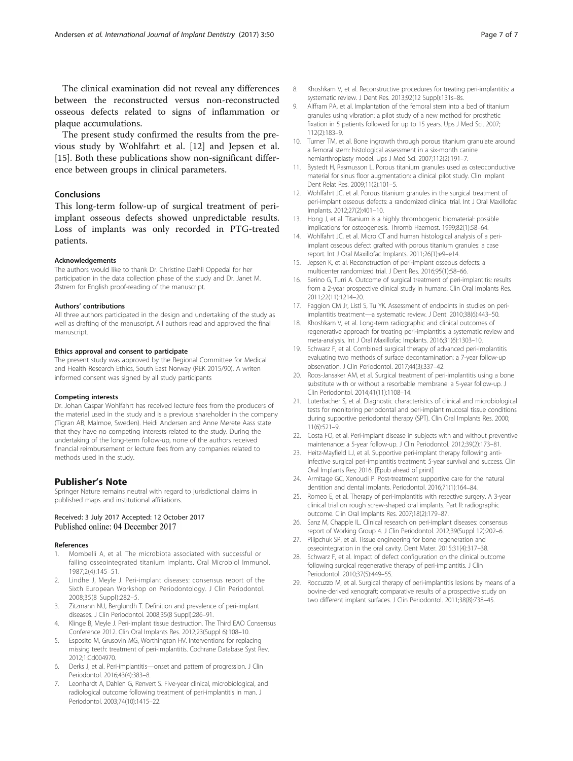The clinical examination did not reveal any differences between the reconstructed versus non-reconstructed osseous defects related to signs of inflammation or plaque accumulations.

The present study confirmed the results from the previous study by Wohlfahrt et al. [12] and Jepsen et al. [15]. Both these publications show non-significant difference between groups in clinical parameters.

## Conclusions

This long-term follow-up of surgical treatment of peri-implant osseous defects showed unpredictable results. Loss of implants was only recorded in PTG-treated patients.

#### Acknowledgements

The authors would like to thank Dr. Christine Dæhli Oppedal for her participation in the data collection phase of the study and Dr. Janet M. Østrem for English proof-reading of the manuscript.

#### Authors' contributions

All three authors participated in the design and undertaking of the study as well as drafting of the manuscript. All authors read and approved the final manuscript.

#### Ethics approval and consent to participate

The present study was approved by the Regional Committee for Medical and Health Research Ethics, South East Norway (REK 2015/90). A writen informed consent was signed by all study participants

#### Competing interests

Dr. Johan Caspar Wohlfahrt has received lecture fees from the producers of the material used in the study and is a previous shareholder in the company (Tigran AB, Malmoe, Sweden). Heidi Andersen and Anne Merete Aass state that they have no competing interests related to the study. During the undertaking of the long-term follow-up, none of the authors received financial reimbursement or lecture fees from any companies related to methods used in the study.

## Publisher's Note

Springer Nature remains neutral with regard to jurisdictional claims in published maps and institutional affiliations.

Received: 3 July 2017 Accepted: 12 October 2017
Published online: 04 December 2017

#### References

1. Mombelli A, et al. The microbiota associated with successful or failing osseointegrated titanium implants. Oral Microbiol Immunol. 1987;2(4):145–51.
2. Lindhe J, Meyle J. Peri-implant diseases: consensus report of the Sixth European Workshop on Periodontology. J Clin Periodontol. 2008;35(8 Suppl):282–5.
3. Zitzmann NU, Berglundh T. Definition and prevalence of peri-implant diseases. J Clin Periodontol. 2008;35(8 Suppl):286–91.
4. Klinge B, Meyle J. Peri-implant tissue destruction. The Third EAO Consensus Conference 2012. Clin Oral Implants Res. 2012;23(Suppl 6):108–10.
5. Esposito M, Grusovin MG, Worthington HV. Interventions for replacing missing teeth: treatment of peri-implantitis. Cochrane Database Syst Rev. 2012;1:Cd004970.
6. Derks J, et al. Peri-implantitis—onset and pattern of progression. J Clin Periodontol. 2016;43(4):383–8.
7. Leonhardt A, Dahlen G, Renvert S. Five-year clinical, microbiological, and radiological outcome following treatment of peri-implantitis in man. J Periodontol. 2003;74(10):1415–22.
8. Khoshkam V, et al. Reconstructive procedures for treating peri-implantitis: a systematic review. J Dent Res. 2013;92(12 Suppl):131s–8s.
9. Alffram PA, et al. Implantation of the femoral stem into a bed of titanium granules using vibration: a pilot study of a new method for prosthetic fixation in 5 patients followed for up to 15 years. Ups J Med Sci. 2007;112(2):183–9.
10. Turner TM, et al. Bone ingrowth through porous titanium granulate around a femoral stem: histological assessment in a six-month canine hemiarthroplasty model. Ups J Med Sci. 2007;112(2):191–7.
11. Bystedt H, Rasmusson L. Porous titanium granules used as osteoconductive material for sinus floor augmentation: a clinical pilot study. Clin Implant Dent Relat Res. 2009;11(2):101–5.
12. Wohlfahrt JC, et al. Porous titanium granules in the surgical treatment of peri-implant osseous defects: a randomized clinical trial. Int J Oral Maxillofac Implants. 2012;27(2):401–10.
13. Hong J, et al. Titanium is a highly thrombogenic biomaterial: possible implications for osteogenesis. Thromb Haemost. 1999;82(1):58–64.
14. Wohlfahrt JC, et al. Micro CT and human histological analysis of a peri-implant osseous defect grafted with porous titanium granules: a case report. Int J Oral Maxillofac Implants. 2011;26(1):e9–e14.
15. Jepsen K, et al. Reconstruction of peri-implant osseous defects: a multicenter randomized trial. J Dent Res. 2016;95(1):58–66.
16. Serino G, Turri A. Outcome of surgical treatment of peri-implantitis: results from a 2-year prospective clinical study in humans. Clin Oral Implants Res. 2011;22(11):1214–20.
17. Faggion CM Jr, Listl S, Tu YK. Assessment of endpoints in studies on peri-implantitis treatment—a systematic review. J Dent. 2010;38(6):443–50.
18. Khoshkam V, et al. Long-term radiographic and clinical outcomes of regenerative approach for treating peri-implantitis: a systematic review and meta-analysis. Int J Oral Maxillofac Implants. 2016;31(6):1303–10.
19. Schwarz F, et al. Combined surgical therapy of advanced peri-implantitis evaluating two methods of surface decontamination: a 7-year follow-up observation. J Clin Periodontol. 2017;44(3):337–42.
20. Roos-Jansaker AM, et al. Surgical treatment of peri-implantitis using a bone substitute with or without a resorbable membrane: a 5-year follow-up. J Clin Periodontol. 2014;41(11):1108–14.
21. Luterbacher S, et al. Diagnostic characteristics of clinical and microbiological tests for monitoring periodontal and peri-implant mucosal tissue conditions during supportive periodontal therapy (SPT). Clin Oral Implants Res. 2000;11(6):521–9.
22. Costa FO, et al. Peri-implant disease in subjects with and without preventive maintenance: a 5-year follow-up. J Clin Periodontol. 2012;39(2):173–81.
23. Heitz-Mayfield LJ, et al. Supportive peri-implant therapy following anti-infective surgical peri-implantitis treatment: 5-year survival and success. Clin Oral Implants Res; 2016. [Epub ahead of print]
24. Armitage GC, Xenoudi P. Post-treatment supportive care for the natural dentition and dental implants. Periodontol. 2016;71(1):164–84.
25. Romeo E, et al. Therapy of peri-implantitis with resective surgery. A 3-year clinical trial on rough screw-shaped oral implants. Part II: radiographic outcome. Clin Oral Implants Res. 2007;18(2):179–87.
26. Sanz M, Chapple IL. Clinical research on peri-implant diseases: consensus report of Working Group 4. J Clin Periodontol. 2012;39(Suppl 12):202–6.
27. Pilipchuk SP, et al. Tissue engineering for bone regeneration and osseointegration in the oral cavity. Dent Mater. 2015;31(4):317–38.
28. Schwarz F, et al. Impact of defect configuration on the clinical outcome following surgical regenerative therapy of peri-implantitis. J Clin Periodontol. 2010;37(5):449–55.
29. Roccuzzo M, et al. Surgical therapy of peri-implantitis lesions by means of a bovine-derived xenograft: comparative results of a prospective study on two different implant surfaces. J Clin Periodontol. 2011;38(8):738–45.